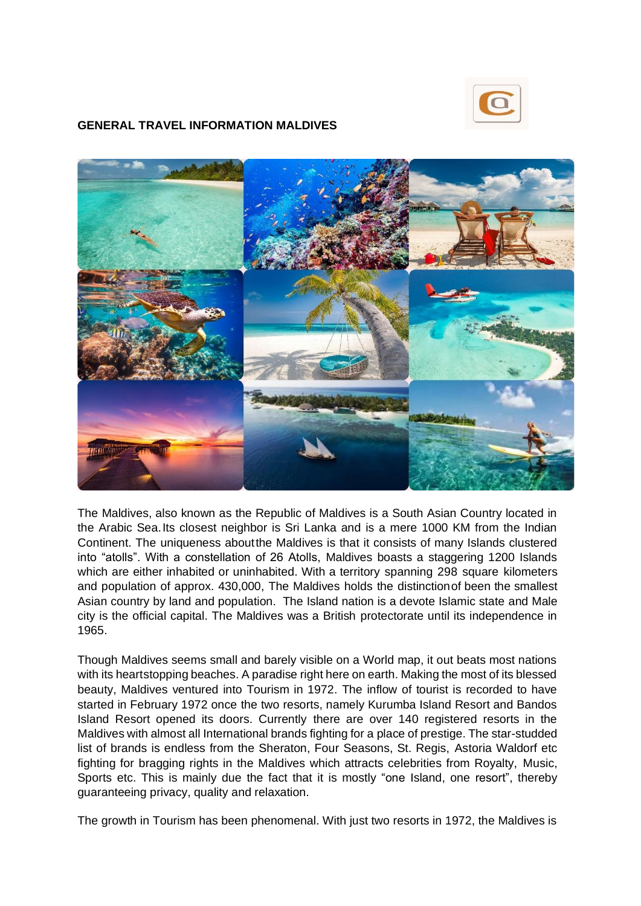## GENERAL TRAVEL INFORMATION MALDIVES

The Maldives, also known as the Republic of Maldives is a South Asian Country located in the Arabic Sea. Its closest neighbor is Sri Lanka and is a mere 1000 KM from the Indian Continent. The uniqueness about the Maldives is that it consists of many Islands clustered into "atolls". With a constellation of 26 Atolls, Maldives boasts a staggering 1200 Islands which are either inhabited or uninhabited. With a territory spanning 298 square kilometers and population of approx. 430,000, The Maldives holds the distinction of been the smallest Asian country by land and population. The Island nation is a devote Islamic state and Male city is the official capital. The Maldives was a British protectorate until its independence in 1965.

Though Maldives seems small and barely visible on a World map, it out beats most nations with its heartstopping beaches. A paradise right here on earth. Making the most of its blessed beauty, Maldives ventured into Tourism in 1972. The inflow of tourist is recorded to have started in February 1972 once the two resorts, namely Kurumba Island Resort and Bandos Island Resort opened its doors. Currently there are over 140 registered resorts in the Maldives with almost all International brands fighting for a place of prestige. The star-studded list of brands is endless from the Sheraton, Four Seasons, St. Regis, Astoria Waldorf etc fighting for bragging rights in the Maldives which attracts celebrities from Royalty, Music, Sports etc. This is mainly due the fact that it is mostly "one Island, one resort", thereby guaranteeing privacy, quality and relaxation.

The growth in Tourism has been phenomenal. With just two resorts in 1972, the Maldives is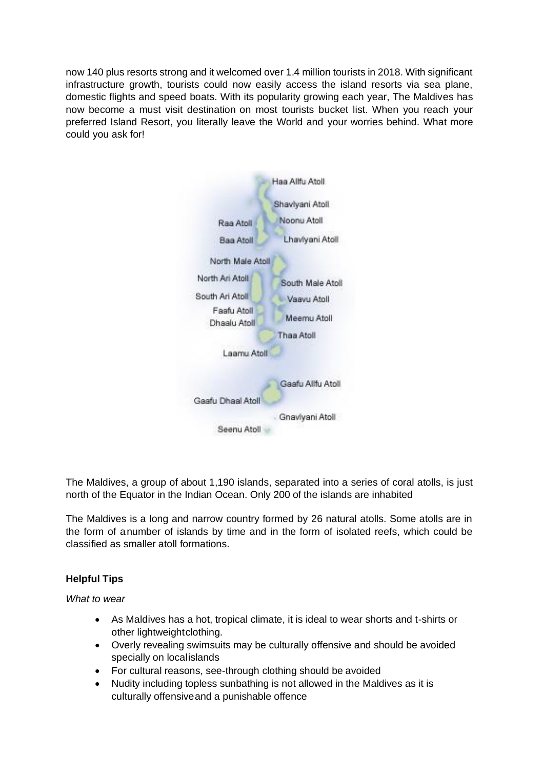now 140 plus resorts strong and it welcomed over 1.4 million tourists in 2018. With significant infrastructure growth, tourists could now easily access the island resorts via sea plane, domestic flights and speed boats. With its popularity growing each year, The Maldives has now become a must visit destination on most tourists bucket list. When you reach your preferred Island Resort, you literally leave the World and your worries behind. What more could you ask for!

The Maldives, a group of about 1,190 islands, separated into a series of coral atolls, is just north of the Equator in the Indian Ocean. Only 200 of the islands are inhabited

The Maldives is a long and narrow country formed by 26 natural atolls. Some atolls are in the form of a number of islands by time and in the form of isolated reefs, which could be classified as smaller atoll formations.

**Helpful Tips**

*What to wear*

- As Maldives has a hot, tropical climate, it is ideal to wear shorts and t-shirts or other lightweight clothing.
- Overly revealing swimsuits may be culturally offensive and should be avoided specially on local islands
- For cultural reasons, see-through clothing should be avoided
- Nudity including topless sunbathing is not allowed in the Maldives as it is culturally offensive and a punishable offence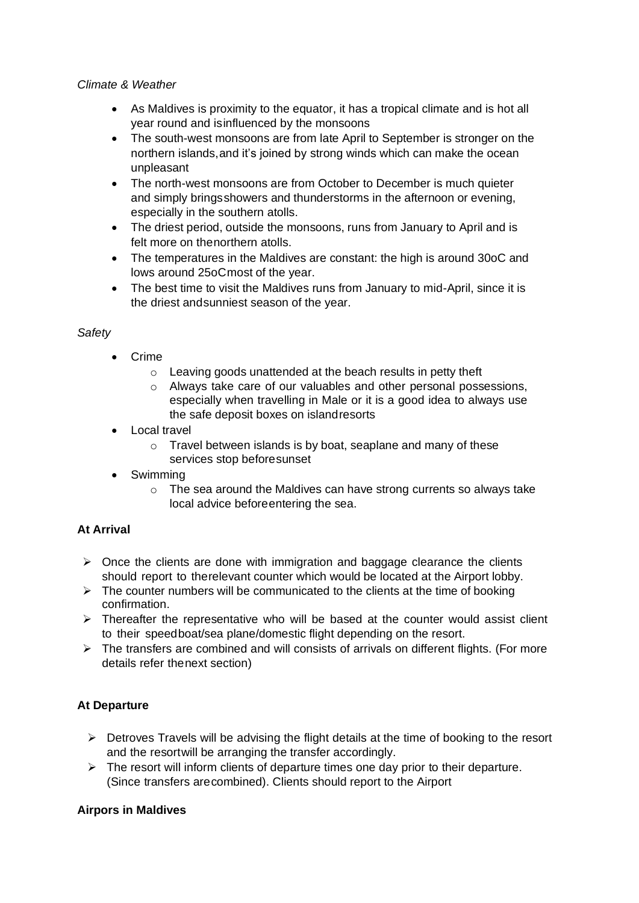*Climate & Weather*

- As Maldives is proximity to the equator, it has a tropical climate and is hot all year round and isinfluenced by the monsoons
- The south-west monsoons are from late April to September is stronger on the northern islands,and it's joined by strong winds which can make the ocean unpleasant
- The north-west monsoons are from October to December is much quieter and simply bringsshowers and thunderstorms in the afternoon or evening, especially in the southern atolls.
- The driest period, outside the monsoons, runs from January to April and is felt more on thenorthern atolls.
- The temperatures in the Maldives are constant: the high is around 30oC and lows around 25oCmost of the year.
- The best time to visit the Maldives runs from January to mid-April, since it is the driest andsunniest season of the year.

*Safety*

- Crime
  - Leaving goods unattended at the beach results in petty theft
  - Always take care of our valuables and other personal possessions, especially when travelling in Male or it is a good idea to always use the safe deposit boxes on islandresorts
- Local travel
  - Travel between islands is by boat, seaplane and many of these services stop beforesunset
- Swimming
  - The sea around the Maldives can have strong currents so always take local advice beforeentering the sea.

**At Arrival**

- Once the clients are done with immigration and baggage clearance the clients should report to therelevant counter which would be located at the Airport lobby.
- The counter numbers will be communicated to the clients at the time of booking confirmation.
- Thereafter the representative who will be based at the counter would assist client to their speedboat/sea plane/domestic flight depending on the resort.
- The transfers are combined and will consists of arrivals on different flights. (For more details refer thenext section)

**At Departure**

- Detroves Travels will be advising the flight details at the time of booking to the resort and the resortwill be arranging the transfer accordingly.
- The resort will inform clients of departure times one day prior to their departure. (Since transfers arecombined). Clients should report to the Airport

**Airpors in Maldives**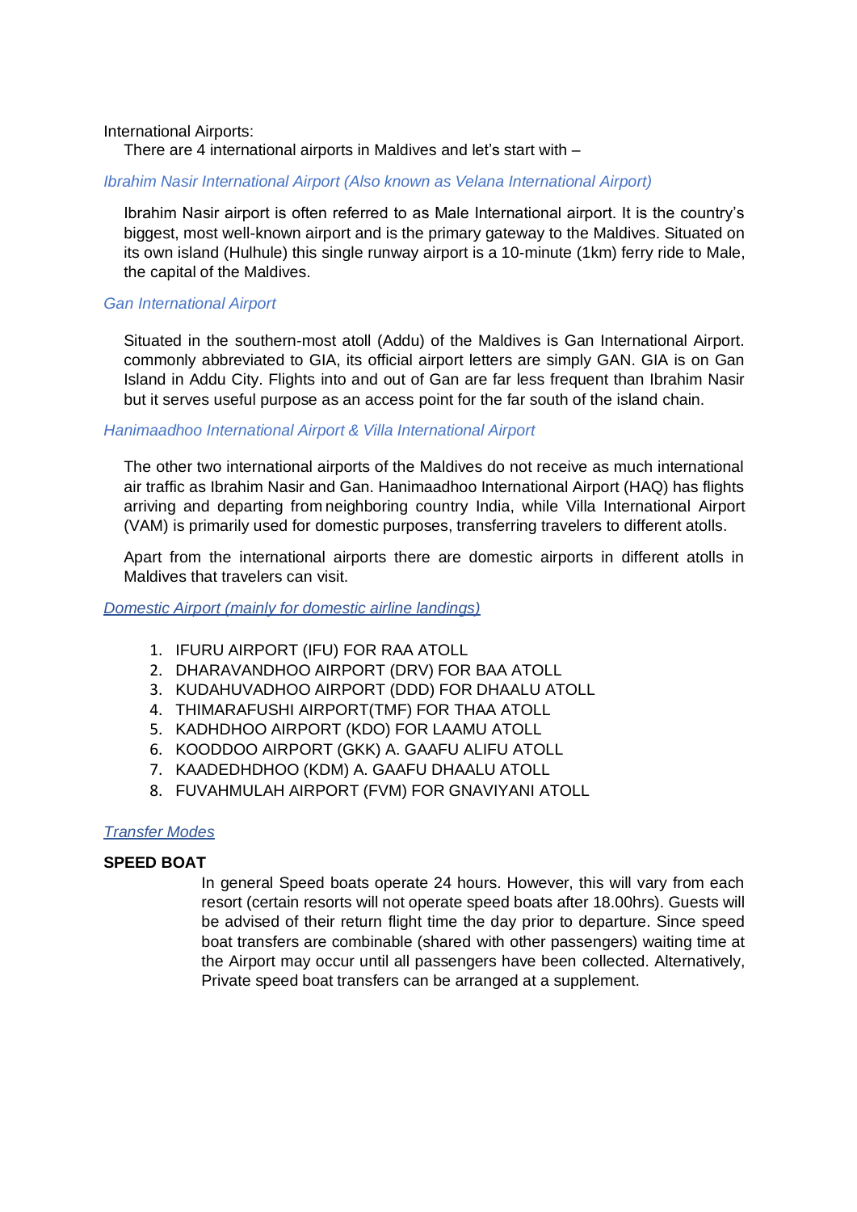International Airports:

There are 4 international airports in Maldives and let's start with –

### *Ibrahim Nasir International Airport (Also known as Velana International Airport)*

Ibrahim Nasir airport is often referred to as Male International airport. It is the country's biggest, most well-known airport and is the primary gateway to the Maldives. Situated on its own island (Hulhule) this single runway airport is a 10-minute (1km) ferry ride to Male, the capital of the Maldives.

### *Gan International Airport*

Situated in the southern-most atoll (Addu) of the Maldives is Gan International Airport. commonly abbreviated to GIA, its official airport letters are simply GAN. GIA is on Gan Island in Addu City. Flights into and out of Gan are far less frequent than Ibrahim Nasir but it serves useful purpose as an access point for the far south of the island chain.

### *Hanimaadhoo International Airport & Villa International Airport*

The other two international airports of the Maldives do not receive as much international air traffic as Ibrahim Nasir and Gan. Hanimaadhoo International Airport (HAQ) has flights arriving and departing from neighboring country India, while Villa International Airport (VAM) is primarily used for domestic purposes, transferring travelers to different atolls.

Apart from the international airports there are domestic airports in different atolls in Maldives that travelers can visit.

### *Domestic Airport (mainly for domestic airline landings)*

1. IFURU AIRPORT (IFU) FOR RAA ATOLL
2. DHARAVANDHOO AIRPORT (DRV) FOR BAA ATOLL
3. KUDAHUVADHOO AIRPORT (DDD) FOR DHAALU ATOLL
4. THIMARAFUSHI AIRPORT(TMF) FOR THAA ATOLL
5. KADHDHOO AIRPORT (KDO) FOR LAAMU ATOLL
6. KOODDOO AIRPORT (GKK) A. GAAFU ALIFU ATOLL
7. KAADEDHDHOO (KDM) A. GAAFU DHAALU ATOLL
8. FUVAHMULAH AIRPORT (FVM) FOR GNAVIYANI ATOLL

### *Transfer Modes*

**SPEED BOAT**

In general Speed boats operate 24 hours. However, this will vary from each resort (certain resorts will not operate speed boats after 18.00hrs). Guests will be advised of their return flight time the day prior to departure. Since speed boat transfers are combinable (shared with other passengers) waiting time at the Airport may occur until all passengers have been collected. Alternatively, Private speed boat transfers can be arranged at a supplement.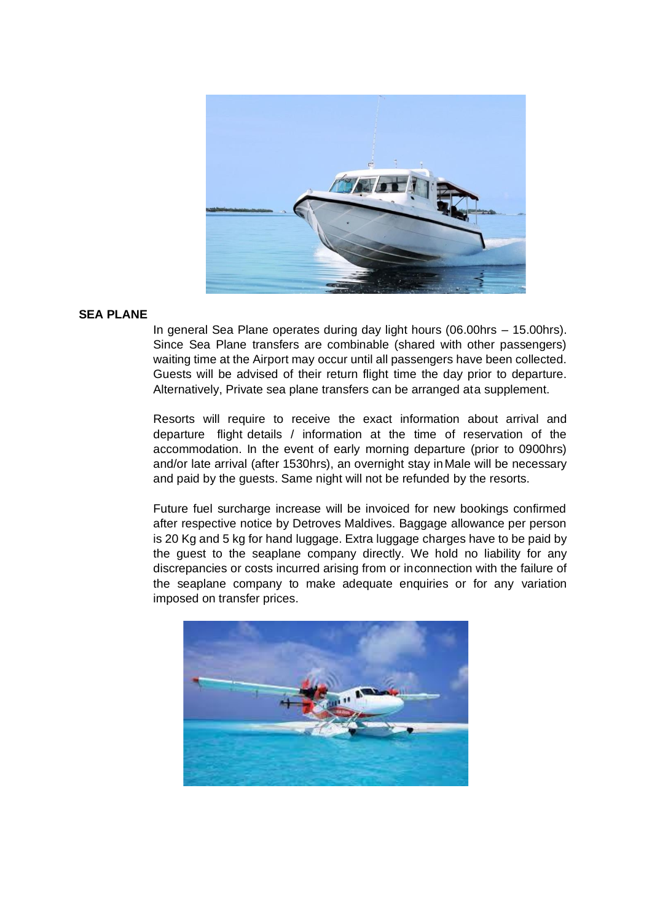## SEA PLANE

In general Sea Plane operates during day light hours (06.00hrs – 15.00hrs). Since Sea Plane transfers are combinable (shared with other passengers) waiting time at the Airport may occur until all passengers have been collected. Guests will be advised of their return flight time the day prior to departure. Alternatively, Private sea plane transfers can be arranged ata supplement.

Resorts will require to receive the exact information about arrival and departure flight details / information at the time of reservation of the accommodation. In the event of early morning departure (prior to 0900hrs) and/or late arrival (after 1530hrs), an overnight stay in Male will be necessary and paid by the guests. Same night will not be refunded by the resorts.

Future fuel surcharge increase will be invoiced for new bookings confirmed after respective notice by Detroves Maldives. Baggage allowance per person is 20 Kg and 5 kg for hand luggage. Extra luggage charges have to be paid by the guest to the seaplane company directly. We hold no liability for any discrepancies or costs incurred arising from or inconnection with the failure of the seaplane company to make adequate enquiries or for any variation imposed on transfer prices.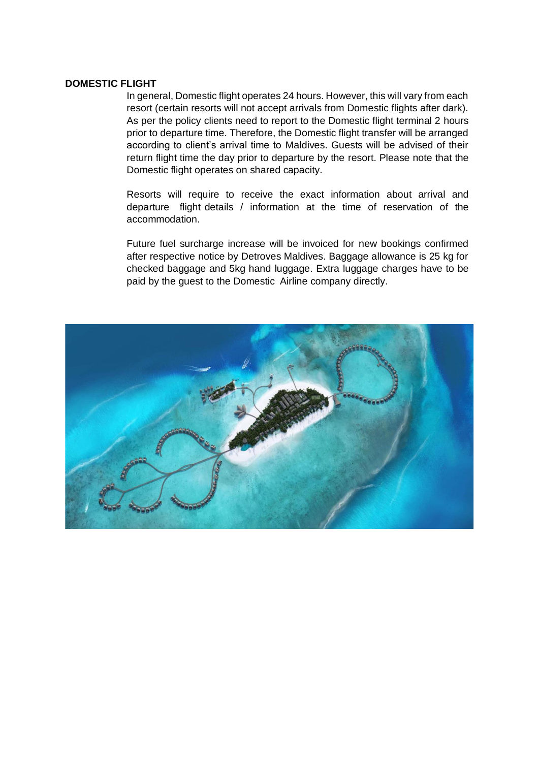**DOMESTIC FLIGHT**

In general, Domestic flight operates 24 hours. However, this will vary from each resort (certain resorts will not accept arrivals from Domestic flights after dark). As per the policy clients need to report to the Domestic flight terminal 2 hours prior to departure time. Therefore, the Domestic flight transfer will be arranged according to client's arrival time to Maldives. Guests will be advised of their return flight time the day prior to departure by the resort. Please note that the Domestic flight operates on shared capacity.

Resorts will require to receive the exact information about arrival and departure flight details / information at the time of reservation of the accommodation.

Future fuel surcharge increase will be invoiced for new bookings confirmed after respective notice by Detroves Maldives. Baggage allowance is 25 kg for checked baggage and 5kg hand luggage. Extra luggage charges have to be paid by the guest to the Domestic Airline company directly.